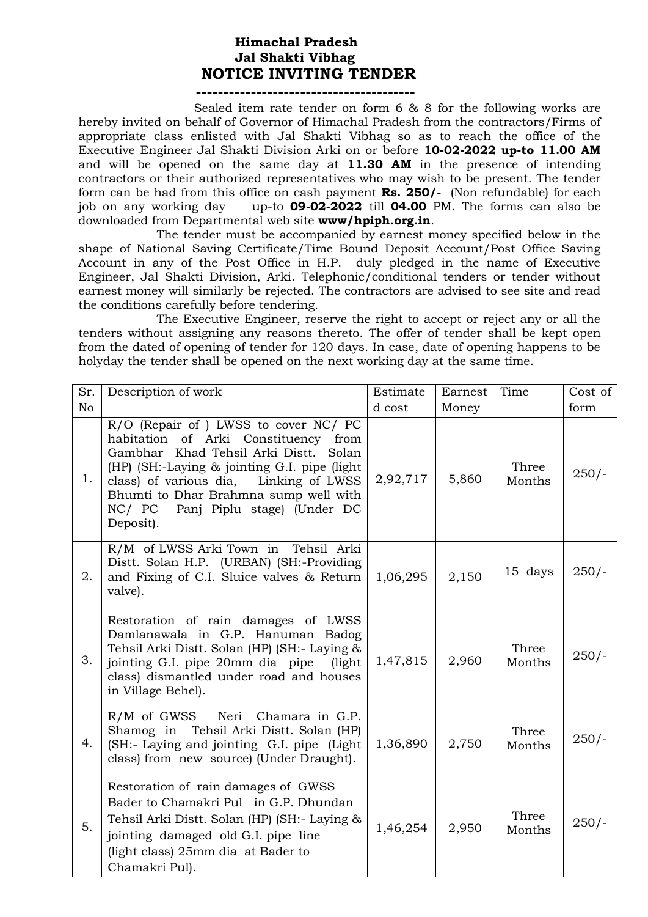# Himachal Pradesh
# Jal Shakti Vibhag
# NOTICE INVITING TENDER

---

Sealed item rate tender on form 6 & 8 for the following works are hereby invited on behalf of Governor of Himachal Pradesh from the contractors/Firms of appropriate class enlisted with Jal Shakti Vibhag so as to reach the office of the Executive Engineer Jal Shakti Division Arki on or before **10-02-2022 up-to 11.00 AM** and will be opened on the same day at **11.30 AM** in the presence of intending contractors or their authorized representatives who may wish to be present. The tender form can be had from this office on cash payment **Rs. 250/-** (Non refundable) for each job on any working day up-to **09-02-2022** till **04.00** PM. The forms can also be downloaded from Departmental web site **www/hpiph.org.in**.

The tender must be accompanied by earnest money specified below in the shape of National Saving Certificate/Time Bound Deposit Account/Post Office Saving Account in any of the Post Office in H.P. duly pledged in the name of Executive Engineer, Jal Shakti Division, Arki. Telephonic/conditional tenders or tender without earnest money will similarly be rejected. The contractors are advised to see site and read the conditions carefully before tendering.

The Executive Engineer, reserve the right to accept or reject any or all the tenders without assigning any reasons thereto. The offer of tender shall be kept open from the dated of opening of tender for 120 days. In case, date of opening happens to be holyday the tender shall be opened on the next working day at the same time.

| Sr. No | Description of work | Estimated cost | Earnest Money | Time | Cost of form |
|---|---|---|---|---|---|
| 1. | R/O (Repair of ) LWSS to cover NC/ PC habitation of Arki Constituency from Gambhar Khad Tehsil Arki Distt. Solan (HP) (SH:-Laying & jointing G.I. pipe (light class) of various dia, Linking of LWSS Bhumti to Dhar Brahmna sump well with NC/ PC Panj Piplu stage) (Under DC Deposit). | 2,92,717 | 5,860 | Three Months | 250/- |
| 2. | R/M of LWSS Arki Town in Tehsil Arki Distt. Solan H.P. (URBAN) (SH:-Providing and Fixing of C.I. Sluice valves & Return valve). | 1,06,295 | 2,150 | 15 days | 250/- |
| 3. | Restoration of rain damages of LWSS Damlanawala in G.P. Hanuman Badog Tehsil Arki Distt. Solan (HP) (SH:- Laying & jointing G.I. pipe 20mm dia pipe (light class) dismantled under road and houses in Village Behel). | 1,47,815 | 2,960 | Three Months | 250/- |
| 4. | R/M of GWSS Neri Chamara in G.P. Shamog in Tehsil Arki Distt. Solan (HP) (SH:- Laying and jointing G.I. pipe (Light class) from new source) (Under Draught). | 1,36,890 | 2,750 | Three Months | 250/- |
| 5. | Restoration of rain damages of GWSS Bader to Chamakri Pul in G.P. Dhundan Tehsil Arki Distt. Solan (HP) (SH:- Laying & jointing damaged old G.I. pipe line (light class) 25mm dia at Bader to Chamakri Pul). | 1,46,254 | 2,950 | Three Months | 250/- |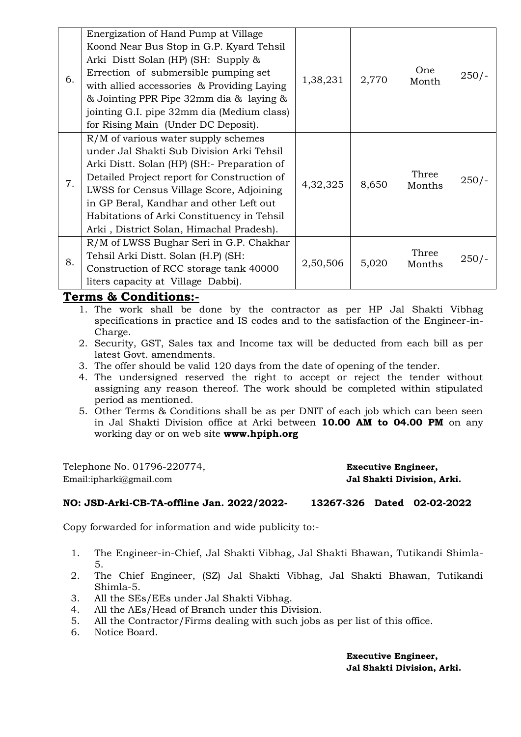| | | | | | |
|---|---|---|---|---|---|
| 6. | Energization of Hand Pump at Village Koond Near Bus Stop in G.P. Kyard Tehsil Arki Distt Solan (HP) (SH: Supply & Errection of submersible pumping set with allied accessories & Providing Laying & Jointing PPR Pipe 32mm dia & laying & jointing G.I. pipe 32mm dia (Medium class) for Rising Main (Under DC Deposit). | 1,38,231 | 2,770 | One Month | 250/- |
| 7. | R/M of various water supply schemes under Jal Shakti Sub Division Arki Tehsil Arki Distt. Solan (HP) (SH:- Preparation of Detailed Project report for Construction of LWSS for Census Village Score, Adjoining in GP Beral, Kandhar and other Left out Habitations of Arki Constituency in Tehsil Arki , District Solan, Himachal Pradesh). | 4,32,325 | 8,650 | Three Months | 250/- |
| 8. | R/M of LWSS Bughar Seri in G.P. Chakhar Tehsil Arki Distt. Solan (H.P) (SH: Construction of RCC storage tank 40000 liters capacity at Village Dabbi). | 2,50,506 | 5,020 | Three Months | 250/- |

## Terms & Conditions:-

1. The work shall be done by the contractor as per HP Jal Shakti Vibhag specifications in practice and IS codes and to the satisfaction of the Engineer-in-Charge.
2. Security, GST, Sales tax and Income tax will be deducted from each bill as per latest Govt. amendments.
3. The offer should be valid 120 days from the date of opening of the tender.
4. The undersigned reserved the right to accept or reject the tender without assigning any reason thereof. The work should be completed within stipulated period as mentioned.
5. Other Terms & Conditions shall be as per DNIT of each job which can been seen in Jal Shakti Division office at Arki between **10.00 AM to 04.00 PM** on any working day or on web site **www.hpiph.org**

Telephone No. 01796-220774,
Email:ipharki@gmail.com

**Executive Engineer,**
**Jal Shakti Division, Arki.**

**NO: JSD-Arki-CB-TA-offline Jan. 2022/2022- 13267-326 Dated 02-02-2022**

Copy forwarded for information and wide publicity to:-

1. The Engineer-in-Chief, Jal Shakti Vibhag, Jal Shakti Bhawan, Tutikandi Shimla-5.
2. The Chief Engineer, (SZ) Jal Shakti Vibhag, Jal Shakti Bhawan, Tutikandi Shimla-5.
3. All the SEs/EEs under Jal Shakti Vibhag.
4. All the AEs/Head of Branch under this Division.
5. All the Contractor/Firms dealing with such jobs as per list of this office.
6. Notice Board.

**Executive Engineer,**
**Jal Shakti Division, Arki.**